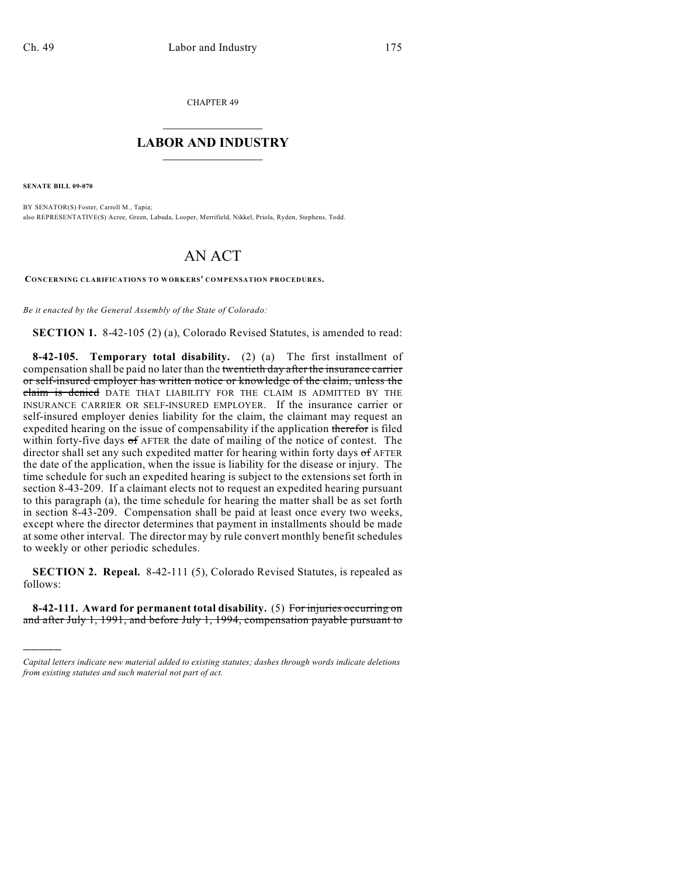CHAPTER 49

## LABOR AND INDUSTRY

**SENATE BILL 09-070**

BY SENATOR(S) Foster, Carroll M., Tapia;
also REPRESENTATIVE(S) Acree, Green, Labuda, Looper, Merrifield, Nikkel, Priola, Ryden, Stephens, Todd.

# AN ACT

**CONCERNING CLARIFICATIONS TO WORKERS' COMPENSATION PROCEDURES.**

*Be it enacted by the General Assembly of the State of Colorado:*

**SECTION 1.** 8-42-105 (2) (a), Colorado Revised Statutes, is amended to read:

**8-42-105. Temporary total disability.** (2) (a) The first installment of compensation shall be paid no later than the ~~twentieth day after the insurance carrier or self-insured employer has written notice or knowledge of the claim, unless the claim is denied~~ DATE THAT LIABILITY FOR THE CLAIM IS ADMITTED BY THE INSURANCE CARRIER OR SELF-INSURED EMPLOYER. If the insurance carrier or self-insured employer denies liability for the claim, the claimant may request an expedited hearing on the issue of compensability if the application ~~therefor~~ is filed within forty-five days ~~of~~ AFTER the date of mailing of the notice of contest. The director shall set any such expedited matter for hearing within forty days ~~of~~ AFTER the date of the application, when the issue is liability for the disease or injury. The time schedule for such an expedited hearing is subject to the extensions set forth in section 8-43-209. If a claimant elects not to request an expedited hearing pursuant to this paragraph (a), the time schedule for hearing the matter shall be as set forth in section 8-43-209. Compensation shall be paid at least once every two weeks, except where the director determines that payment in installments should be made at some other interval. The director may by rule convert monthly benefit schedules to weekly or other periodic schedules.

**SECTION 2. Repeal.** 8-42-111 (5), Colorado Revised Statutes, is repealed as follows:

**8-42-111. Award for permanent total disability.** (5) ~~For injuries occurring on and after July 1, 1991, and before July 1, 1994, compensation payable pursuant to~~

*Capital letters indicate new material added to existing statutes; dashes through words indicate deletions from existing statutes and such material not part of act.*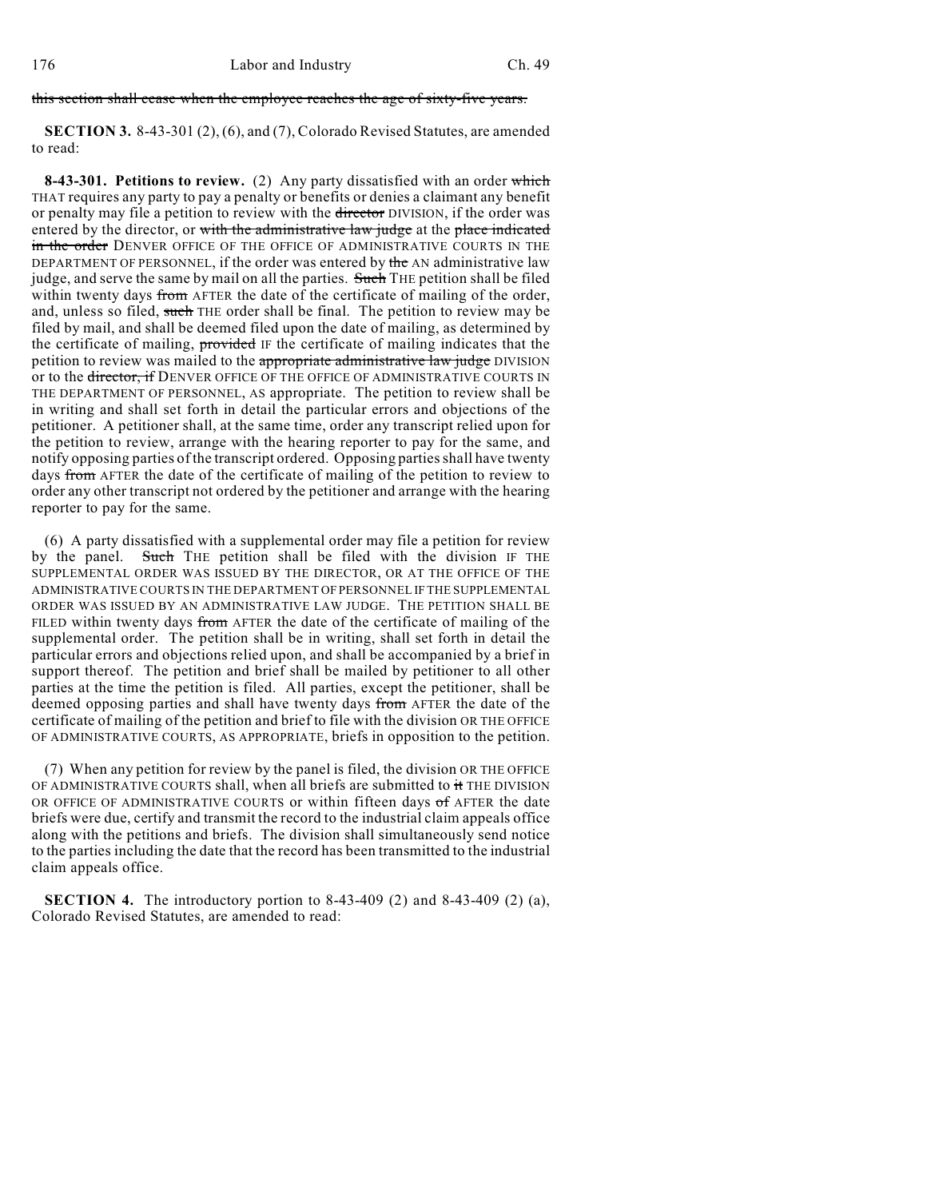~~this section shall cease when the employee reaches the age of sixty-five years.~~

**SECTION 3.** 8-43-301 (2), (6), and (7), Colorado Revised Statutes, are amended to read:

**8-43-301. Petitions to review.** (2) Any party dissatisfied with an order ~~which~~ THAT requires any party to pay a penalty or benefits or denies a claimant any benefit or penalty may file a petition to review with the ~~director~~ DIVISION, if the order was entered by the director, or ~~with the administrative law judge~~ at the ~~place indicated in the order~~ DENVER OFFICE OF THE OFFICE OF ADMINISTRATIVE COURTS IN THE DEPARTMENT OF PERSONNEL, if the order was entered by ~~the~~ AN administrative law judge, and serve the same by mail on all the parties. ~~Such~~ THE petition shall be filed within twenty days ~~from~~ AFTER the date of the certificate of mailing of the order, and, unless so filed, ~~such~~ THE order shall be final. The petition to review may be filed by mail, and shall be deemed filed upon the date of mailing, as determined by the certificate of mailing, ~~provided~~ IF the certificate of mailing indicates that the petition to review was mailed to the ~~appropriate administrative law judge~~ DIVISION or to the ~~director, if~~ DENVER OFFICE OF THE OFFICE OF ADMINISTRATIVE COURTS IN THE DEPARTMENT OF PERSONNEL, AS appropriate. The petition to review shall be in writing and shall set forth in detail the particular errors and objections of the petitioner. A petitioner shall, at the same time, order any transcript relied upon for the petition to review, arrange with the hearing reporter to pay for the same, and notify opposing parties of the transcript ordered. Opposing parties shall have twenty days ~~from~~ AFTER the date of the certificate of mailing of the petition to review to order any other transcript not ordered by the petitioner and arrange with the hearing reporter to pay for the same.

(6) A party dissatisfied with a supplemental order may file a petition for review by the panel. ~~Such~~ THE petition shall be filed with the division IF THE SUPPLEMENTAL ORDER WAS ISSUED BY THE DIRECTOR, OR AT THE OFFICE OF THE ADMINISTRATIVE COURTS IN THE DEPARTMENT OF PERSONNEL IF THE SUPPLEMENTAL ORDER WAS ISSUED BY AN ADMINISTRATIVE LAW JUDGE. THE PETITION SHALL BE FILED within twenty days ~~from~~ AFTER the date of the certificate of mailing of the supplemental order. The petition shall be in writing, shall set forth in detail the particular errors and objections relied upon, and shall be accompanied by a brief in support thereof. The petition and brief shall be mailed by petitioner to all other parties at the time the petition is filed. All parties, except the petitioner, shall be deemed opposing parties and shall have twenty days ~~from~~ AFTER the date of the certificate of mailing of the petition and brief to file with the division OR THE OFFICE OF ADMINISTRATIVE COURTS, AS APPROPRIATE, briefs in opposition to the petition.

(7) When any petition for review by the panel is filed, the division OR THE OFFICE OF ADMINISTRATIVE COURTS shall, when all briefs are submitted to ~~it~~ THE DIVISION OR OFFICE OF ADMINISTRATIVE COURTS or within fifteen days ~~of~~ AFTER the date briefs were due, certify and transmit the record to the industrial claim appeals office along with the petitions and briefs. The division shall simultaneously send notice to the parties including the date that the record has been transmitted to the industrial claim appeals office.

**SECTION 4.** The introductory portion to 8-43-409 (2) and 8-43-409 (2) (a), Colorado Revised Statutes, are amended to read: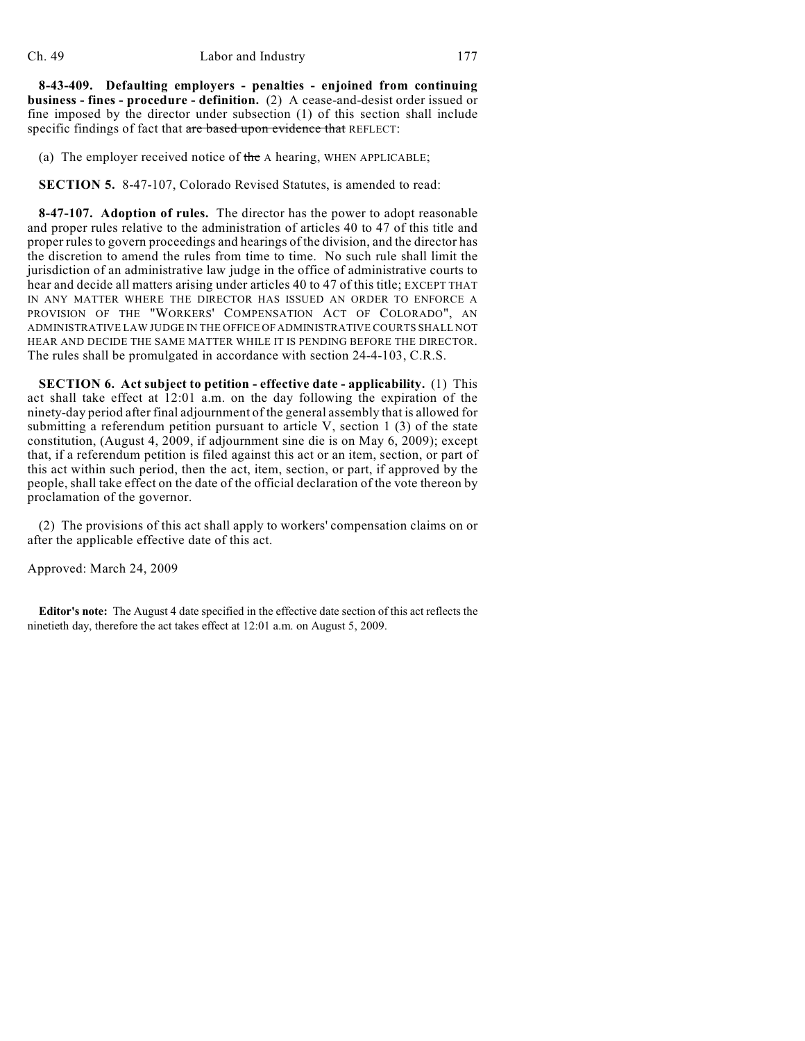**8-43-409. Defaulting employers - penalties - enjoined from continuing business - fines - procedure - definition.** (2) A cease-and-desist order issued or fine imposed by the director under subsection (1) of this section shall include specific findings of fact that ~~are based upon evidence that~~ REFLECT:

(a) The employer received notice of ~~the~~ A hearing, WHEN APPLICABLE;

**SECTION 5.** 8-47-107, Colorado Revised Statutes, is amended to read:

**8-47-107. Adoption of rules.** The director has the power to adopt reasonable and proper rules relative to the administration of articles 40 to 47 of this title and proper rules to govern proceedings and hearings of the division, and the director has the discretion to amend the rules from time to time. No such rule shall limit the jurisdiction of an administrative law judge in the office of administrative courts to hear and decide all matters arising under articles 40 to 47 of this title; EXCEPT THAT IN ANY MATTER WHERE THE DIRECTOR HAS ISSUED AN ORDER TO ENFORCE A PROVISION OF THE "WORKERS' COMPENSATION ACT OF COLORADO", AN ADMINISTRATIVE LAW JUDGE IN THE OFFICE OF ADMINISTRATIVE COURTS SHALL NOT HEAR AND DECIDE THE SAME MATTER WHILE IT IS PENDING BEFORE THE DIRECTOR. The rules shall be promulgated in accordance with section 24-4-103, C.R.S.

**SECTION 6. Act subject to petition - effective date - applicability.** (1) This act shall take effect at 12:01 a.m. on the day following the expiration of the ninety-day period after final adjournment of the general assembly that is allowed for submitting a referendum petition pursuant to article V, section 1 (3) of the state constitution, (August 4, 2009, if adjournment sine die is on May 6, 2009); except that, if a referendum petition is filed against this act or an item, section, or part of this act within such period, then the act, item, section, or part, if approved by the people, shall take effect on the date of the official declaration of the vote thereon by proclamation of the governor.

(2) The provisions of this act shall apply to workers' compensation claims on or after the applicable effective date of this act.

Approved: March 24, 2009

**Editor's note:** The August 4 date specified in the effective date section of this act reflects the ninetieth day, therefore the act takes effect at 12:01 a.m. on August 5, 2009.